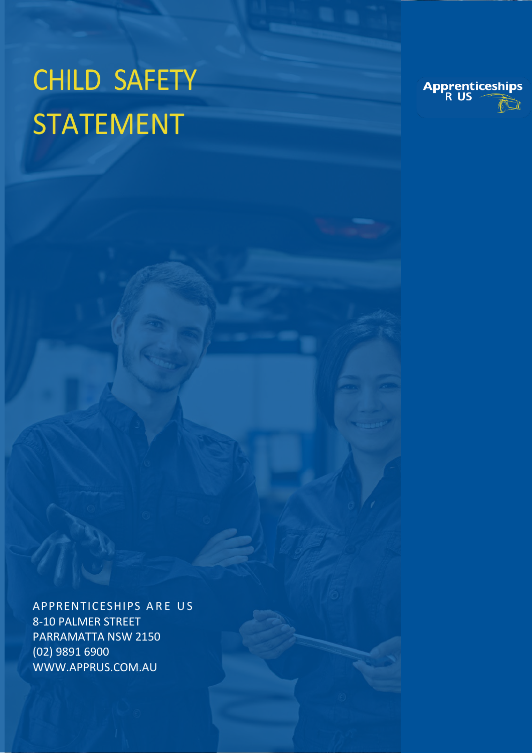# CHILD SAFETY STATEMENT

Apprenticeships R US

APPRENTICESHIPS ARE US
8-10 PALMER STREET
PARRAMATTA NSW 2150
(02) 9891 6900
WWW.APPRUS.COM.AU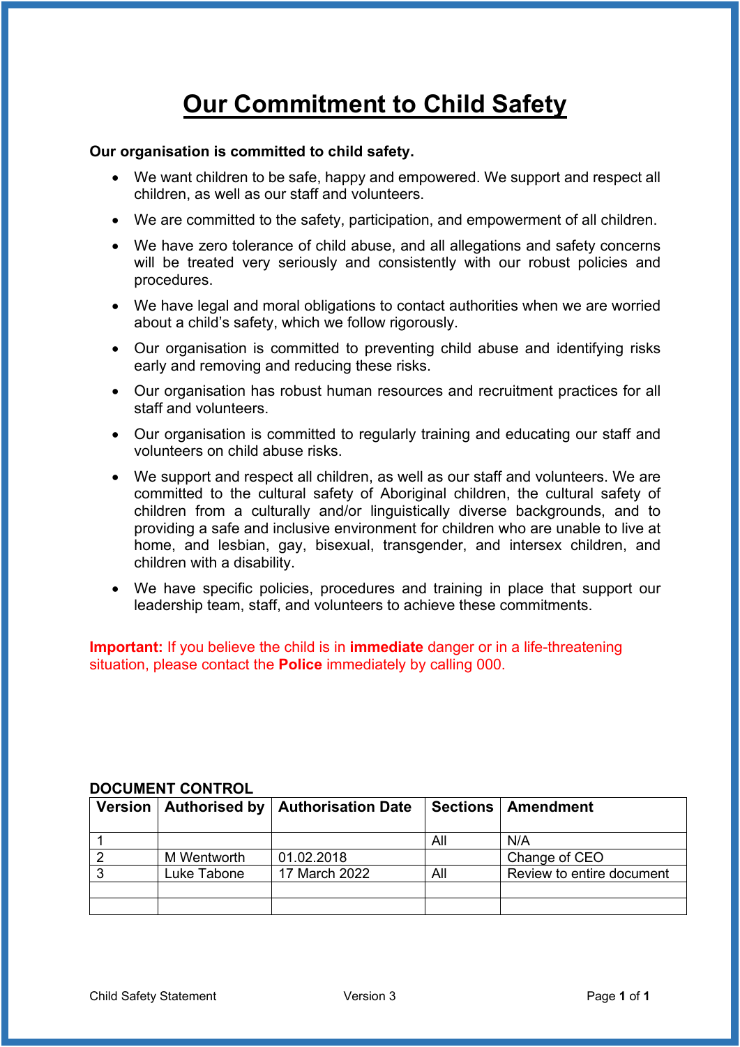# Our Commitment to Child Safety

**Our organisation is committed to child safety.**

- We want children to be safe, happy and empowered. We support and respect all children, as well as our staff and volunteers.
- We are committed to the safety, participation, and empowerment of all children.
- We have zero tolerance of child abuse, and all allegations and safety concerns will be treated very seriously and consistently with our robust policies and procedures.
- We have legal and moral obligations to contact authorities when we are worried about a child's safety, which we follow rigorously.
- Our organisation is committed to preventing child abuse and identifying risks early and removing and reducing these risks.
- Our organisation has robust human resources and recruitment practices for all staff and volunteers.
- Our organisation is committed to regularly training and educating our staff and volunteers on child abuse risks.
- We support and respect all children, as well as our staff and volunteers. We are committed to the cultural safety of Aboriginal children, the cultural safety of children from a culturally and/or linguistically diverse backgrounds, and to providing a safe and inclusive environment for children who are unable to live at home, and lesbian, gay, bisexual, transgender, and intersex children, and children with a disability.
- We have specific policies, procedures and training in place that support our leadership team, staff, and volunteers to achieve these commitments.

**Important:** If you believe the child is in **immediate** danger or in a life-threatening situation, please contact the **Police** immediately by calling 000.

**DOCUMENT CONTROL**

| Version | Authorised by | Authorisation Date | Sections | Amendment |
|---|---|---|---|---|
| 1 | | | All | N/A |
| 2 | M Wentworth | 01.02.2018 | | Change of CEO |
| 3 | Luke Tabone | 17 March 2022 | All | Review to entire document |
| | | | | |
| | | | | |